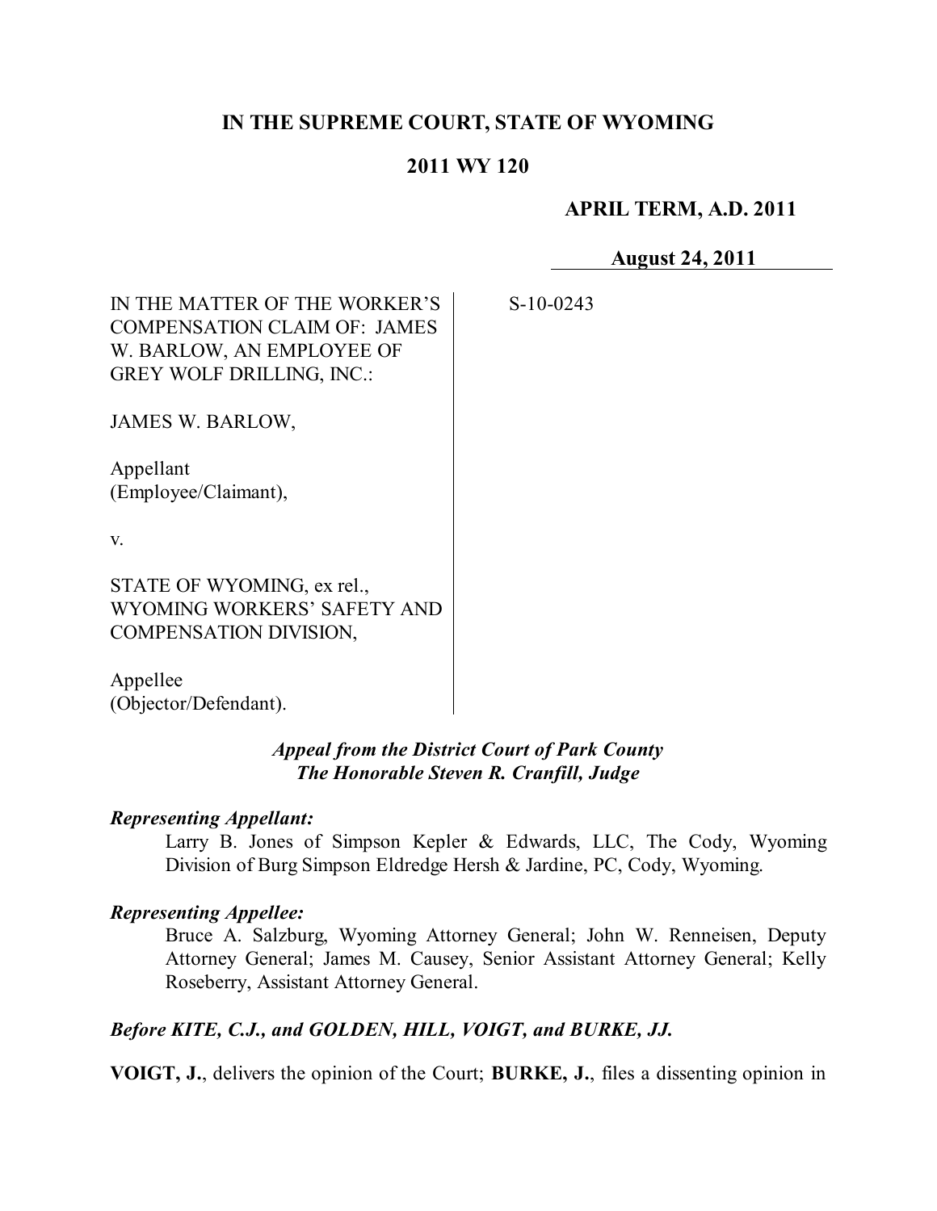# IN THE SUPREME COURT, STATE OF WYOMING

## 2011 WY 120

**APRIL TERM, A.D. 2011**

**August 24, 2011**

IN THE MATTER OF THE WORKER'S COMPENSATION CLAIM OF: JAMES W. BARLOW, AN EMPLOYEE OF GREY WOLF DRILLING, INC.:

JAMES W. BARLOW,

Appellant
(Employee/Claimant),

v.

STATE OF WYOMING, ex rel., WYOMING WORKERS' SAFETY AND COMPENSATION DIVISION,

Appellee
(Objector/Defendant).

S-10-0243

***Appeal from the District Court of Park County***
***The Honorable Steven R. Cranfill, Judge***

***Representing Appellant:***

Larry B. Jones of Simpson Kepler & Edwards, LLC, The Cody, Wyoming Division of Burg Simpson Eldredge Hersh & Jardine, PC, Cody, Wyoming.

***Representing Appellee:***

Bruce A. Salzburg, Wyoming Attorney General; John W. Renneisen, Deputy Attorney General; James M. Causey, Senior Assistant Attorney General; Kelly Roseberry, Assistant Attorney General.

***Before KITE, C.J., and GOLDEN, HILL, VOIGT, and BURKE, JJ.***

**VOIGT, J.**, delivers the opinion of the Court; **BURKE, J.**, files a dissenting opinion in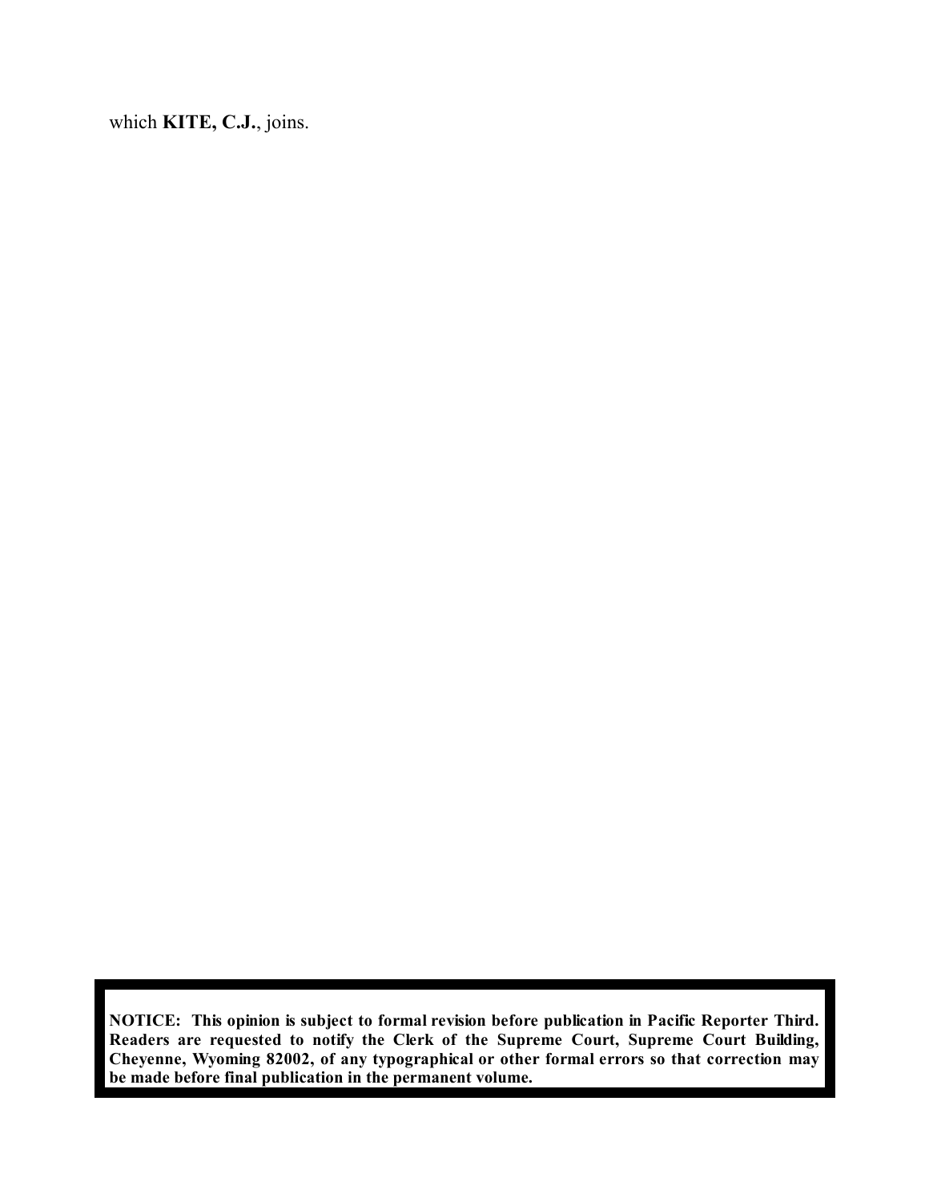which **KITE, C.J.**, joins.

**NOTICE: This opinion is subject to formal revision before publication in Pacific Reporter Third. Readers are requested to notify the Clerk of the Supreme Court, Supreme Court Building, Cheyenne, Wyoming 82002, of any typographical or other formal errors so that correction may be made before final publication in the permanent volume.**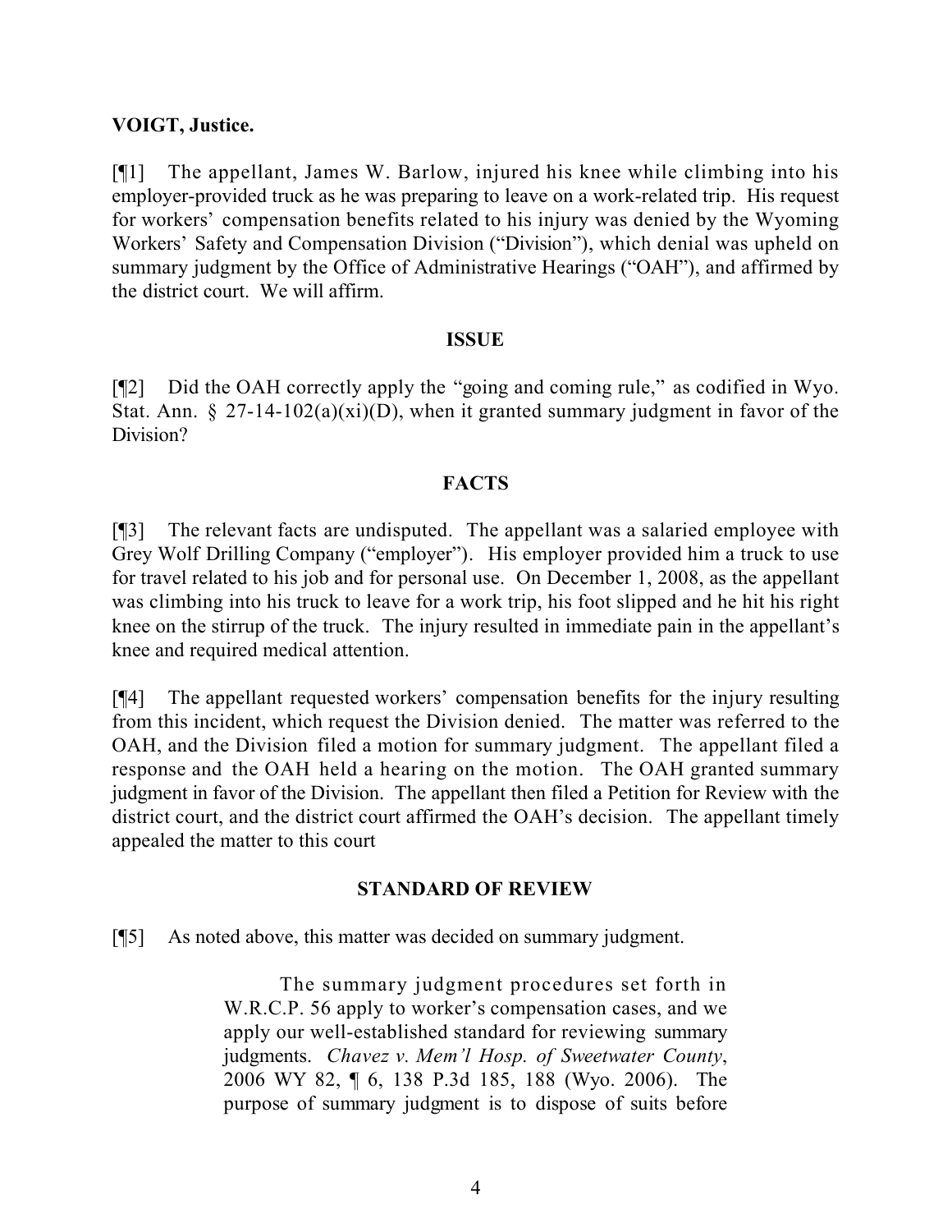**VOIGT, Justice.**

[¶1] The appellant, James W. Barlow, injured his knee while climbing into his employer-provided truck as he was preparing to leave on a work-related trip. His request for workers' compensation benefits related to his injury was denied by the Wyoming Workers' Safety and Compensation Division ("Division"), which denial was upheld on summary judgment by the Office of Administrative Hearings ("OAH"), and affirmed by the district court. We will affirm.

## ISSUE

[¶2] Did the OAH correctly apply the "going and coming rule," as codified in Wyo. Stat. Ann. § 27-14-102(a)(xi)(D), when it granted summary judgment in favor of the Division?

## FACTS

[¶3] The relevant facts are undisputed. The appellant was a salaried employee with Grey Wolf Drilling Company ("employer"). His employer provided him a truck to use for travel related to his job and for personal use. On December 1, 2008, as the appellant was climbing into his truck to leave for a work trip, his foot slipped and he hit his right knee on the stirrup of the truck. The injury resulted in immediate pain in the appellant's knee and required medical attention.

[¶4] The appellant requested workers' compensation benefits for the injury resulting from this incident, which request the Division denied. The matter was referred to the OAH, and the Division filed a motion for summary judgment. The appellant filed a response and the OAH held a hearing on the motion. The OAH granted summary judgment in favor of the Division. The appellant then filed a Petition for Review with the district court, and the district court affirmed the OAH's decision. The appellant timely appealed the matter to this court

## STANDARD OF REVIEW

[¶5] As noted above, this matter was decided on summary judgment.

> The summary judgment procedures set forth in W.R.C.P. 56 apply to worker's compensation cases, and we apply our well-established standard for reviewing summary judgments. *Chavez v. Mem'l Hosp. of Sweetwater County*, 2006 WY 82, ¶ 6, 138 P.3d 185, 188 (Wyo. 2006). The purpose of summary judgment is to dispose of suits before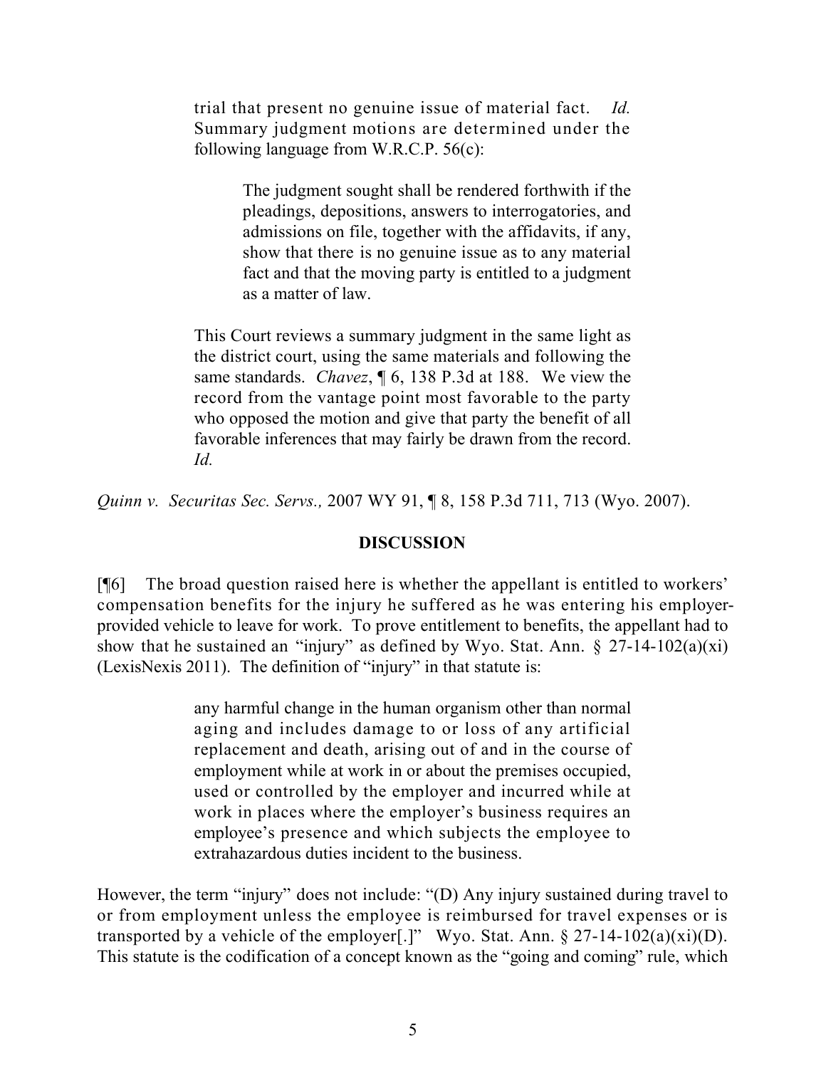> trial that present no genuine issue of material fact. *Id.* Summary judgment motions are determined under the following language from W.R.C.P. 56(c):
>
> > The judgment sought shall be rendered forthwith if the pleadings, depositions, answers to interrogatories, and admissions on file, together with the affidavits, if any, show that there is no genuine issue as to any material fact and that the moving party is entitled to a judgment as a matter of law.
>
> This Court reviews a summary judgment in the same light as the district court, using the same materials and following the same standards. *Chavez*, ¶ 6, 138 P.3d at 188. We view the record from the vantage point most favorable to the party who opposed the motion and give that party the benefit of all favorable inferences that may fairly be drawn from the record. *Id.*

*Quinn v. Securitas Sec. Servs.,* 2007 WY 91, ¶ 8, 158 P.3d 711, 713 (Wyo. 2007).

## DISCUSSION

[¶6] The broad question raised here is whether the appellant is entitled to workers' compensation benefits for the injury he suffered as he was entering his employer-provided vehicle to leave for work. To prove entitlement to benefits, the appellant had to show that he sustained an "injury" as defined by Wyo. Stat. Ann. § 27-14-102(a)(xi) (LexisNexis 2011). The definition of "injury" in that statute is:

> any harmful change in the human organism other than normal aging and includes damage to or loss of any artificial replacement and death, arising out of and in the course of employment while at work in or about the premises occupied, used or controlled by the employer and incurred while at work in places where the employer's business requires an employee's presence and which subjects the employee to extrahazardous duties incident to the business.

However, the term "injury" does not include: "(D) Any injury sustained during travel to or from employment unless the employee is reimbursed for travel expenses or is transported by a vehicle of the employer[.]" Wyo. Stat. Ann. § 27-14-102(a)(xi)(D). This statute is the codification of a concept known as the "going and coming" rule, which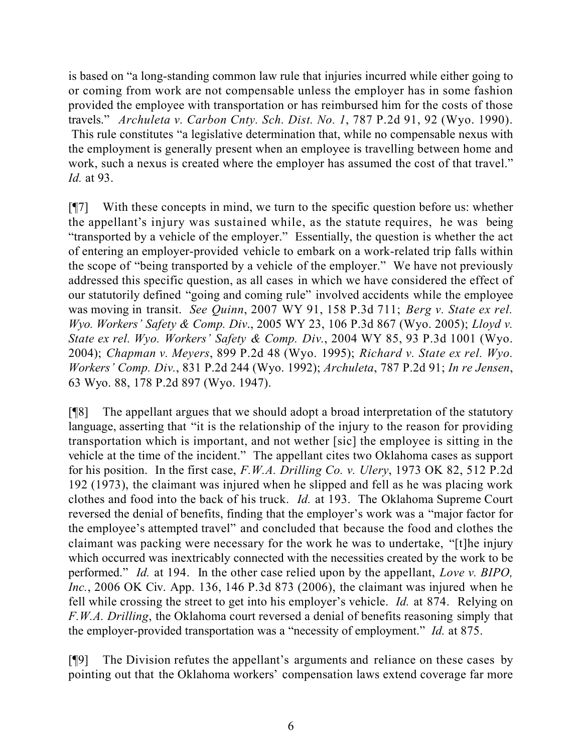is based on "a long-standing common law rule that injuries incurred while either going to or coming from work are not compensable unless the employer has in some fashion provided the employee with transportation or has reimbursed him for the costs of those travels." *Archuleta v. Carbon Cnty. Sch. Dist. No. 1*, 787 P.2d 91, 92 (Wyo. 1990). This rule constitutes "a legislative determination that, while no compensable nexus with the employment is generally present when an employee is travelling between home and work, such a nexus is created where the employer has assumed the cost of that travel." *Id.* at 93.

[¶7] With these concepts in mind, we turn to the specific question before us: whether the appellant's injury was sustained while, as the statute requires, he was being "transported by a vehicle of the employer." Essentially, the question is whether the act of entering an employer-provided vehicle to embark on a work-related trip falls within the scope of "being transported by a vehicle of the employer." We have not previously addressed this specific question, as all cases in which we have considered the effect of our statutorily defined "going and coming rule" involved accidents while the employee was moving in transit. *See Quinn*, 2007 WY 91, 158 P.3d 711; *Berg v. State ex rel. Wyo. Workers' Safety & Comp. Div.*, 2005 WY 23, 106 P.3d 867 (Wyo. 2005); *Lloyd v. State ex rel. Wyo. Workers' Safety & Comp. Div.*, 2004 WY 85, 93 P.3d 1001 (Wyo. 2004); *Chapman v. Meyers*, 899 P.2d 48 (Wyo. 1995); *Richard v. State ex rel. Wyo. Workers' Comp. Div.*, 831 P.2d 244 (Wyo. 1992); *Archuleta*, 787 P.2d 91; *In re Jensen*, 63 Wyo. 88, 178 P.2d 897 (Wyo. 1947).

[¶8] The appellant argues that we should adopt a broad interpretation of the statutory language, asserting that "it is the relationship of the injury to the reason for providing transportation which is important, and not wether [sic] the employee is sitting in the vehicle at the time of the incident." The appellant cites two Oklahoma cases as support for his position. In the first case, *F.W.A. Drilling Co. v. Ulery*, 1973 OK 82, 512 P.2d 192 (1973), the claimant was injured when he slipped and fell as he was placing work clothes and food into the back of his truck. *Id.* at 193. The Oklahoma Supreme Court reversed the denial of benefits, finding that the employer's work was a "major factor for the employee's attempted travel" and concluded that because the food and clothes the claimant was packing were necessary for the work he was to undertake, "[t]he injury which occurred was inextricably connected with the necessities created by the work to be performed." *Id.* at 194. In the other case relied upon by the appellant, *Love v. BIPO, Inc.*, 2006 OK Civ. App. 136, 146 P.3d 873 (2006), the claimant was injured when he fell while crossing the street to get into his employer's vehicle. *Id.* at 874. Relying on *F.W.A. Drilling*, the Oklahoma court reversed a denial of benefits reasoning simply that the employer-provided transportation was a "necessity of employment." *Id.* at 875.

[¶9] The Division refutes the appellant's arguments and reliance on these cases by pointing out that the Oklahoma workers' compensation laws extend coverage far more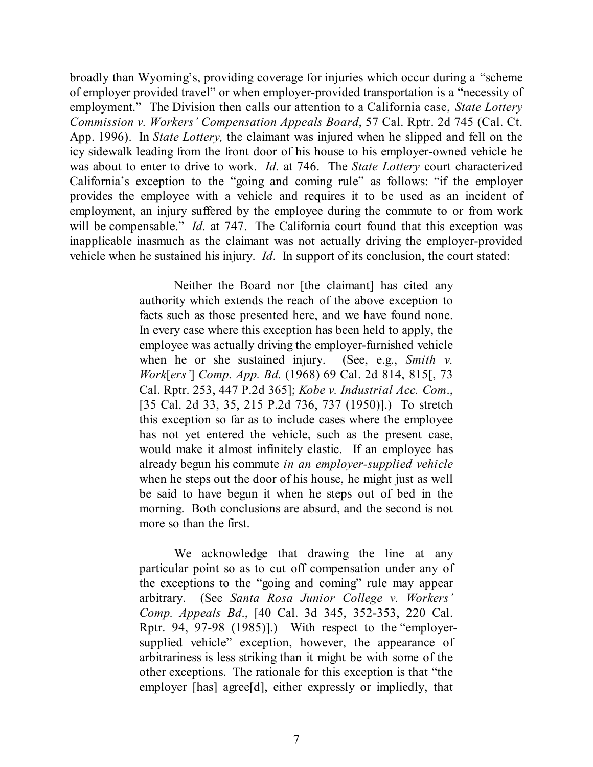broadly than Wyoming's, providing coverage for injuries which occur during a "scheme of employer provided travel" or when employer-provided transportation is a "necessity of employment." The Division then calls our attention to a California case, *State Lottery Commission v. Workers' Compensation Appeals Board*, 57 Cal. Rptr. 2d 745 (Cal. Ct. App. 1996). In *State Lottery,* the claimant was injured when he slipped and fell on the icy sidewalk leading from the front door of his house to his employer-owned vehicle he was about to enter to drive to work. *Id.* at 746. The *State Lottery* court characterized California's exception to the "going and coming rule" as follows: "if the employer provides the employee with a vehicle and requires it to be used as an incident of employment, an injury suffered by the employee during the commute to or from work will be compensable." *Id.* at 747. The California court found that this exception was inapplicable inasmuch as the claimant was not actually driving the employer-provided vehicle when he sustained his injury. *Id*. In support of its conclusion, the court stated:

> Neither the Board nor [the claimant] has cited any authority which extends the reach of the above exception to facts such as those presented here, and we have found none. In every case where this exception has been held to apply, the employee was actually driving the employer-furnished vehicle when he or she sustained injury. (See, e.g., *Smith v. Work[ers'] Comp. App. Bd.* (1968) 69 Cal. 2d 814, 815[, 73 Cal. Rptr. 253, 447 P.2d 365]; *Kobe v. Industrial Acc. Com*., [35 Cal. 2d 33, 35, 215 P.2d 736, 737 (1950)].) To stretch this exception so far as to include cases where the employee has not yet entered the vehicle, such as the present case, would make it almost infinitely elastic. If an employee has already begun his commute *in an employer-supplied vehicle* when he steps out the door of his house, he might just as well be said to have begun it when he steps out of bed in the morning. Both conclusions are absurd, and the second is not more so than the first.
>
> We acknowledge that drawing the line at any particular point so as to cut off compensation under any of the exceptions to the "going and coming" rule may appear arbitrary. (See *Santa Rosa Junior College v. Workers' Comp. Appeals Bd*., [40 Cal. 3d 345, 352-353, 220 Cal. Rptr. 94, 97-98 (1985)].) With respect to the "employer-supplied vehicle" exception, however, the appearance of arbitrariness is less striking than it might be with some of the other exceptions. The rationale for this exception is that "the employer [has] agree[d], either expressly or impliedly, that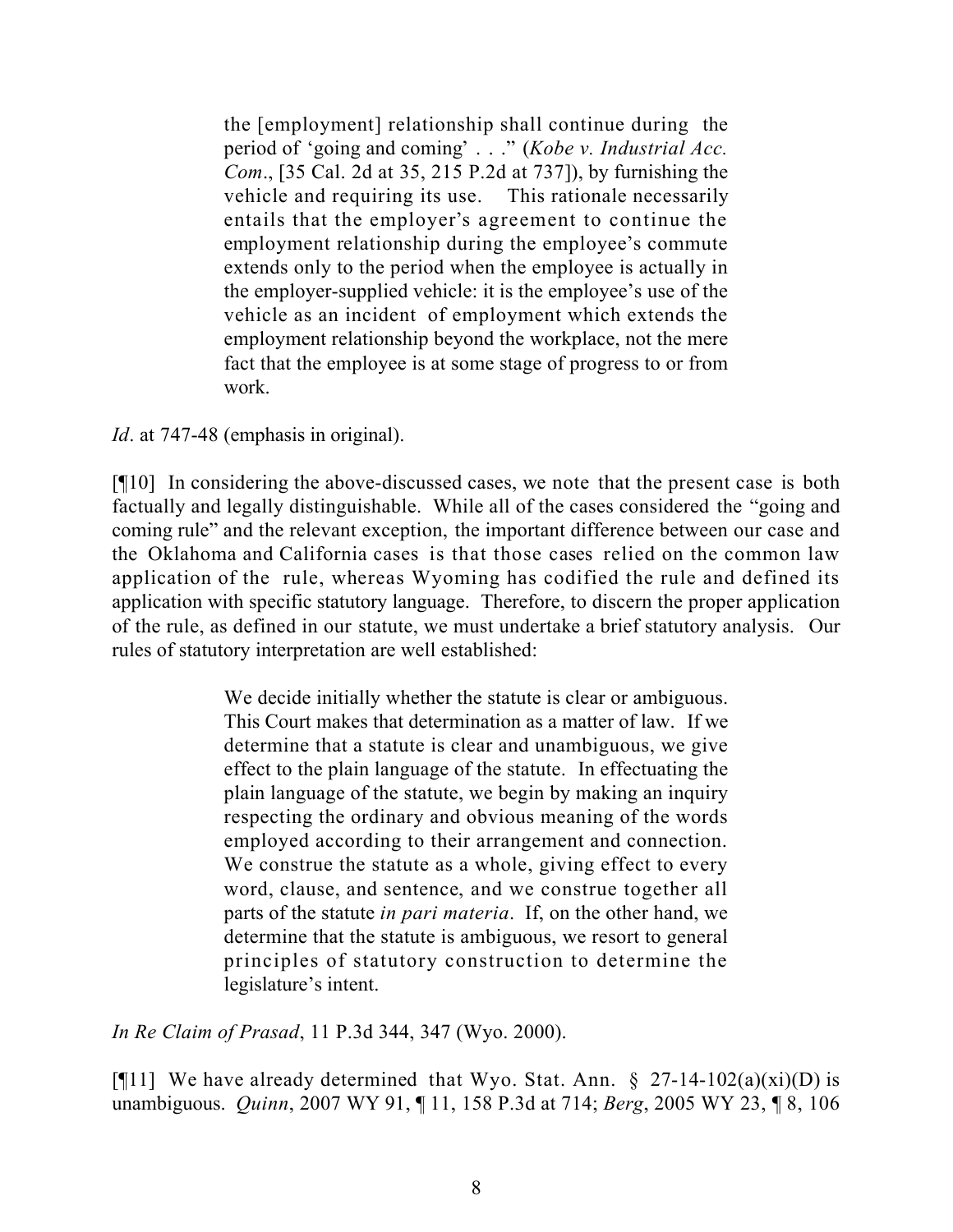> the [employment] relationship shall continue during the period of 'going and coming' . . ." (*Kobe v. Industrial Acc. Com*., [35 Cal. 2d at 35, 215 P.2d at 737]), by furnishing the vehicle and requiring its use. This rationale necessarily entails that the employer's agreement to continue the employment relationship during the employee's commute extends only to the period when the employee is actually in the employer-supplied vehicle: it is the employee's use of the vehicle as an incident of employment which extends the employment relationship beyond the workplace, not the mere fact that the employee is at some stage of progress to or from work.

*Id*. at 747-48 (emphasis in original).

[¶10] In considering the above-discussed cases, we note that the present case is both factually and legally distinguishable. While all of the cases considered the "going and coming rule" and the relevant exception, the important difference between our case and the Oklahoma and California cases is that those cases relied on the common law application of the rule, whereas Wyoming has codified the rule and defined its application with specific statutory language. Therefore, to discern the proper application of the rule, as defined in our statute, we must undertake a brief statutory analysis. Our rules of statutory interpretation are well established:

> We decide initially whether the statute is clear or ambiguous. This Court makes that determination as a matter of law. If we determine that a statute is clear and unambiguous, we give effect to the plain language of the statute. In effectuating the plain language of the statute, we begin by making an inquiry respecting the ordinary and obvious meaning of the words employed according to their arrangement and connection. We construe the statute as a whole, giving effect to every word, clause, and sentence, and we construe together all parts of the statute *in pari materia*. If, on the other hand, we determine that the statute is ambiguous, we resort to general principles of statutory construction to determine the legislature's intent.

*In Re Claim of Prasad*, 11 P.3d 344, 347 (Wyo. 2000).

[¶11] We have already determined that Wyo. Stat. Ann. § 27-14-102(a)(xi)(D) is unambiguous. *Quinn*, 2007 WY 91, ¶ 11, 158 P.3d at 714; *Berg*, 2005 WY 23, ¶ 8, 106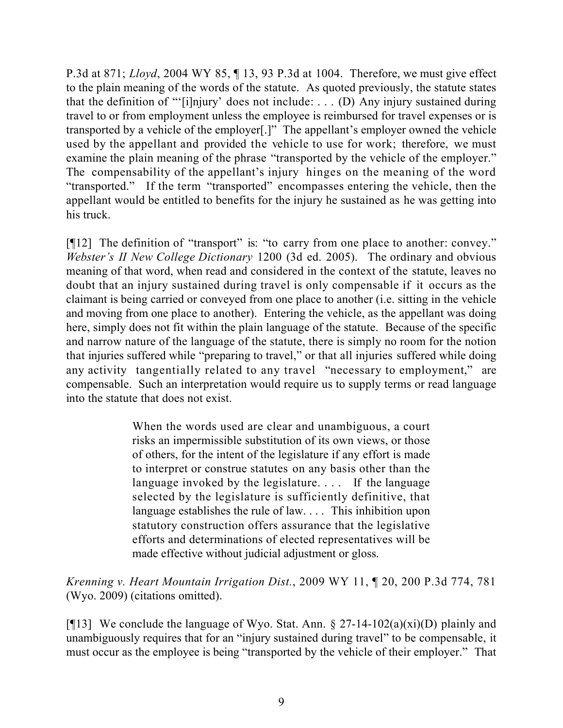P.3d at 871; *Lloyd*, 2004 WY 85, ¶ 13, 93 P.3d at 1004. Therefore, we must give effect to the plain meaning of the words of the statute. As quoted previously, the statute states that the definition of "'[i]njury' does not include: . . . (D) Any injury sustained during travel to or from employment unless the employee is reimbursed for travel expenses or is transported by a vehicle of the employer[.]" The appellant's employer owned the vehicle used by the appellant and provided the vehicle to use for work; therefore, we must examine the plain meaning of the phrase "transported by the vehicle of the employer." The compensability of the appellant's injury hinges on the meaning of the word "transported." If the term "transported" encompasses entering the vehicle, then the appellant would be entitled to benefits for the injury he sustained as he was getting into his truck.

[¶12] The definition of "transport" is: "to carry from one place to another: convey." *Webster's II New College Dictionary* 1200 (3d ed. 2005). The ordinary and obvious meaning of that word, when read and considered in the context of the statute, leaves no doubt that an injury sustained during travel is only compensable if it occurs as the claimant is being carried or conveyed from one place to another (i.e. sitting in the vehicle and moving from one place to another). Entering the vehicle, as the appellant was doing here, simply does not fit within the plain language of the statute. Because of the specific and narrow nature of the language of the statute, there is simply no room for the notion that injuries suffered while "preparing to travel," or that all injuries suffered while doing any activity tangentially related to any travel "necessary to employment," are compensable. Such an interpretation would require us to supply terms or read language into the statute that does not exist.

> When the words used are clear and unambiguous, a court risks an impermissible substitution of its own views, or those of others, for the intent of the legislature if any effort is made to interpret or construe statutes on any basis other than the language invoked by the legislature. . . . If the language selected by the legislature is sufficiently definitive, that language establishes the rule of law. . . . This inhibition upon statutory construction offers assurance that the legislative efforts and determinations of elected representatives will be made effective without judicial adjustment or gloss.

*Krenning v. Heart Mountain Irrigation Dist.*, 2009 WY 11, ¶ 20, 200 P.3d 774, 781 (Wyo. 2009) (citations omitted).

[¶13] We conclude the language of Wyo. Stat. Ann. § 27-14-102(a)(xi)(D) plainly and unambiguously requires that for an "injury sustained during travel" to be compensable, it must occur as the employee is being "transported by the vehicle of their employer." That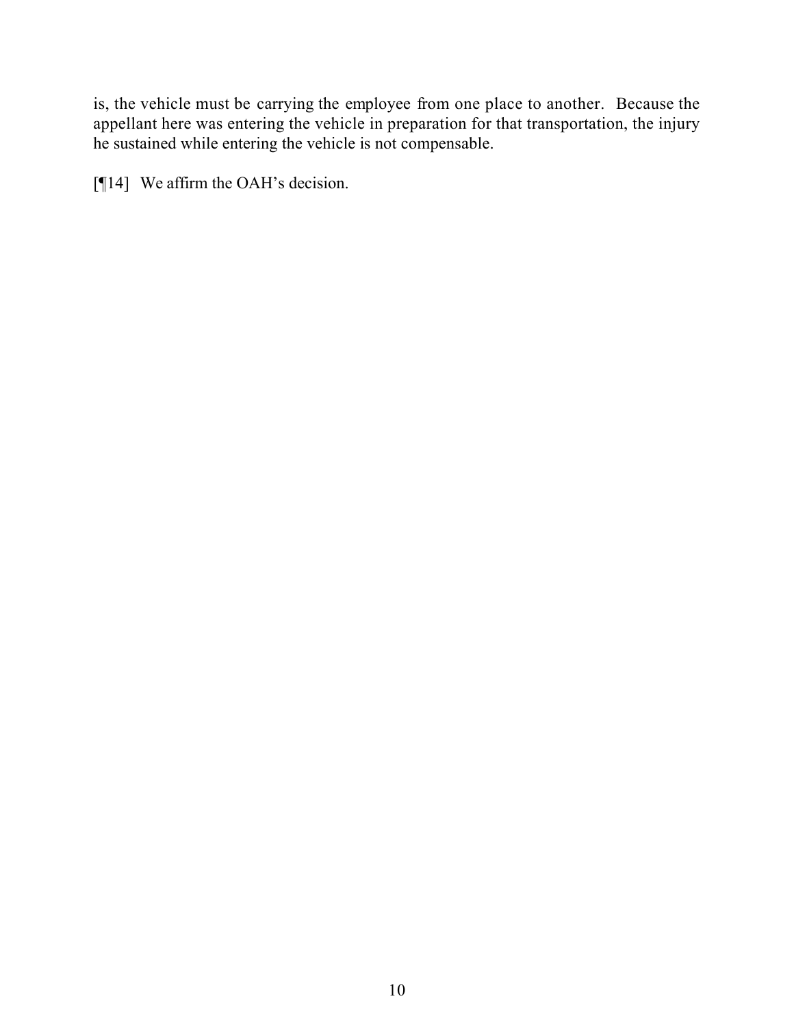is, the vehicle must be carrying the employee from one place to another. Because the appellant here was entering the vehicle in preparation for that transportation, the injury he sustained while entering the vehicle is not compensable.

[¶14] We affirm the OAH's decision.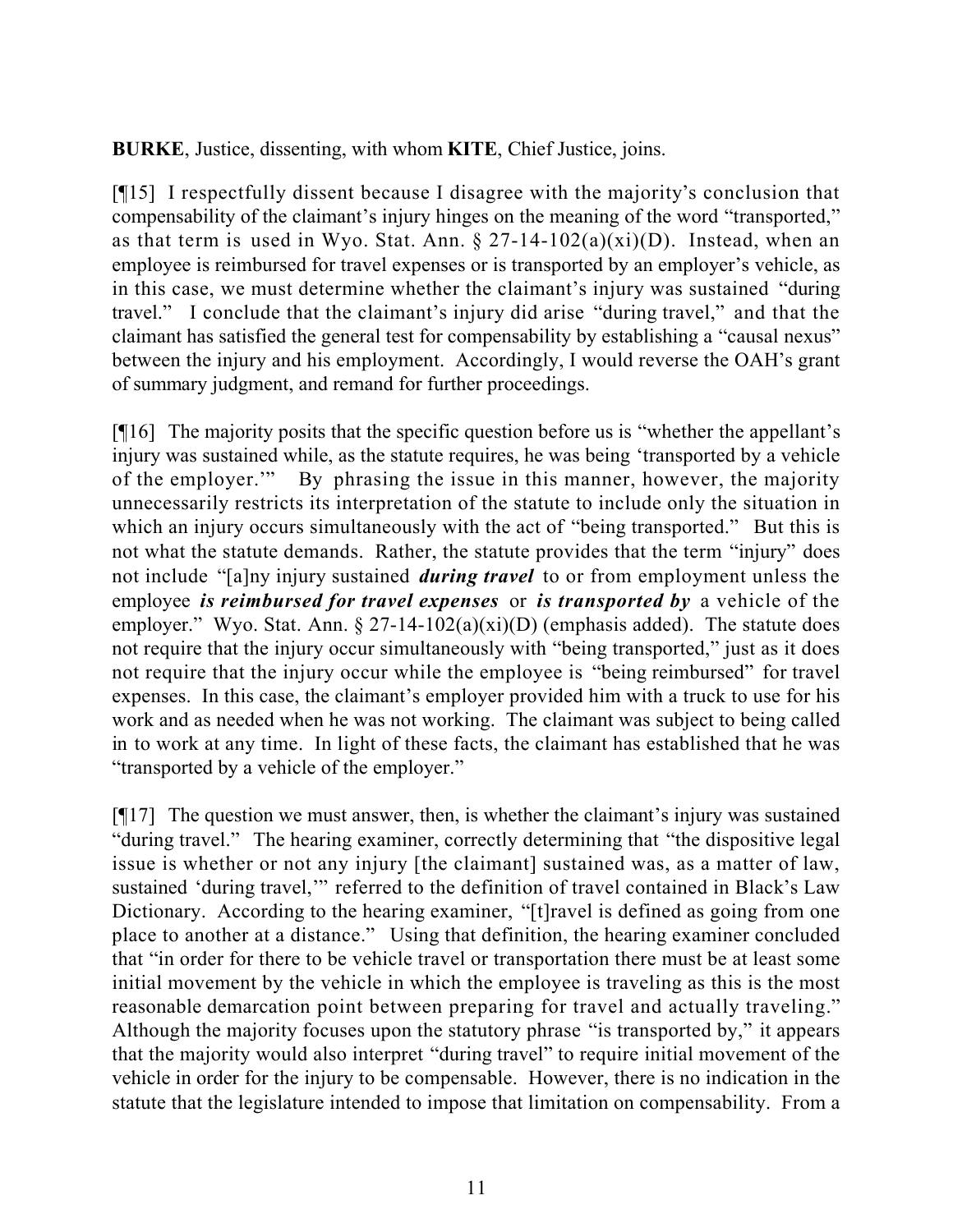**BURKE**, Justice, dissenting, with whom **KITE**, Chief Justice, joins.

[¶15] I respectfully dissent because I disagree with the majority's conclusion that compensability of the claimant's injury hinges on the meaning of the word "transported," as that term is used in Wyo. Stat. Ann. § 27-14-102(a)(xi)(D). Instead, when an employee is reimbursed for travel expenses or is transported by an employer's vehicle, as in this case, we must determine whether the claimant's injury was sustained "during travel." I conclude that the claimant's injury did arise "during travel," and that the claimant has satisfied the general test for compensability by establishing a "causal nexus" between the injury and his employment. Accordingly, I would reverse the OAH's grant of summary judgment, and remand for further proceedings.

[¶16] The majority posits that the specific question before us is "whether the appellant's injury was sustained while, as the statute requires, he was being 'transported by a vehicle of the employer.'" By phrasing the issue in this manner, however, the majority unnecessarily restricts its interpretation of the statute to include only the situation in which an injury occurs simultaneously with the act of "being transported." But this is not what the statute demands. Rather, the statute provides that the term "injury" does not include "[a]ny injury sustained ***during travel*** to or from employment unless the employee ***is reimbursed for travel expenses*** or ***is transported by*** a vehicle of the employer." Wyo. Stat. Ann. § 27-14-102(a)(xi)(D) (emphasis added). The statute does not require that the injury occur simultaneously with "being transported," just as it does not require that the injury occur while the employee is "being reimbursed" for travel expenses. In this case, the claimant's employer provided him with a truck to use for his work and as needed when he was not working. The claimant was subject to being called in to work at any time. In light of these facts, the claimant has established that he was "transported by a vehicle of the employer."

[¶17] The question we must answer, then, is whether the claimant's injury was sustained "during travel." The hearing examiner, correctly determining that "the dispositive legal issue is whether or not any injury [the claimant] sustained was, as a matter of law, sustained 'during travel,'" referred to the definition of travel contained in Black's Law Dictionary. According to the hearing examiner, "[t]ravel is defined as going from one place to another at a distance." Using that definition, the hearing examiner concluded that "in order for there to be vehicle travel or transportation there must be at least some initial movement by the vehicle in which the employee is traveling as this is the most reasonable demarcation point between preparing for travel and actually traveling." Although the majority focuses upon the statutory phrase "is transported by," it appears that the majority would also interpret "during travel" to require initial movement of the vehicle in order for the injury to be compensable. However, there is no indication in the statute that the legislature intended to impose that limitation on compensability. From a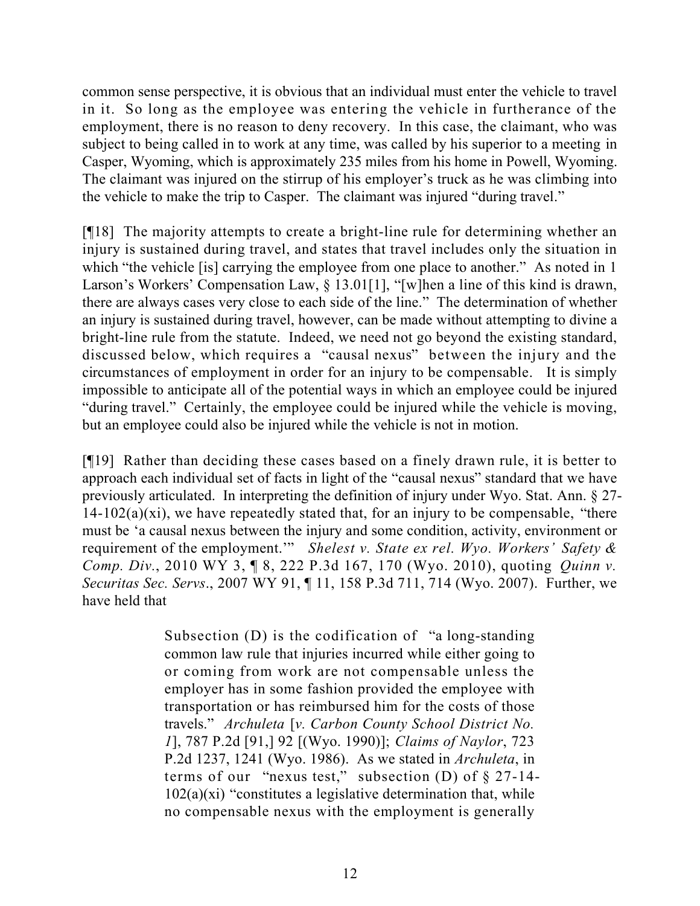common sense perspective, it is obvious that an individual must enter the vehicle to travel in it. So long as the employee was entering the vehicle in furtherance of the employment, there is no reason to deny recovery. In this case, the claimant, who was subject to being called in to work at any time, was called by his superior to a meeting in Casper, Wyoming, which is approximately 235 miles from his home in Powell, Wyoming. The claimant was injured on the stirrup of his employer's truck as he was climbing into the vehicle to make the trip to Casper. The claimant was injured "during travel."

[¶18] The majority attempts to create a bright-line rule for determining whether an injury is sustained during travel, and states that travel includes only the situation in which "the vehicle [is] carrying the employee from one place to another." As noted in 1 Larson's Workers' Compensation Law, § 13.01[1], "[w]hen a line of this kind is drawn, there are always cases very close to each side of the line." The determination of whether an injury is sustained during travel, however, can be made without attempting to divine a bright-line rule from the statute. Indeed, we need not go beyond the existing standard, discussed below, which requires a "causal nexus" between the injury and the circumstances of employment in order for an injury to be compensable. It is simply impossible to anticipate all of the potential ways in which an employee could be injured "during travel." Certainly, the employee could be injured while the vehicle is moving, but an employee could also be injured while the vehicle is not in motion.

[¶19] Rather than deciding these cases based on a finely drawn rule, it is better to approach each individual set of facts in light of the "causal nexus" standard that we have previously articulated. In interpreting the definition of injury under Wyo. Stat. Ann. § 27-14-102(a)(xi), we have repeatedly stated that, for an injury to be compensable, "there must be 'a causal nexus between the injury and some condition, activity, environment or requirement of the employment.'" *Shelest v. State ex rel. Wyo. Workers' Safety & Comp. Div.*, 2010 WY 3, ¶ 8, 222 P.3d 167, 170 (Wyo. 2010), quoting *Quinn v. Securitas Sec. Servs*., 2007 WY 91, ¶ 11, 158 P.3d 711, 714 (Wyo. 2007). Further, we have held that

> Subsection (D) is the codification of "a long-standing common law rule that injuries incurred while either going to or coming from work are not compensable unless the employer has in some fashion provided the employee with transportation or has reimbursed him for the costs of those travels." *Archuleta* [*v. Carbon County School District No. 1*], 787 P.2d [91,] 92 [(Wyo. 1990)]; *Claims of Naylor*, 723 P.2d 1237, 1241 (Wyo. 1986). As we stated in *Archuleta*, in terms of our "nexus test," subsection (D) of § 27-14-102(a)(xi) "constitutes a legislative determination that, while no compensable nexus with the employment is generally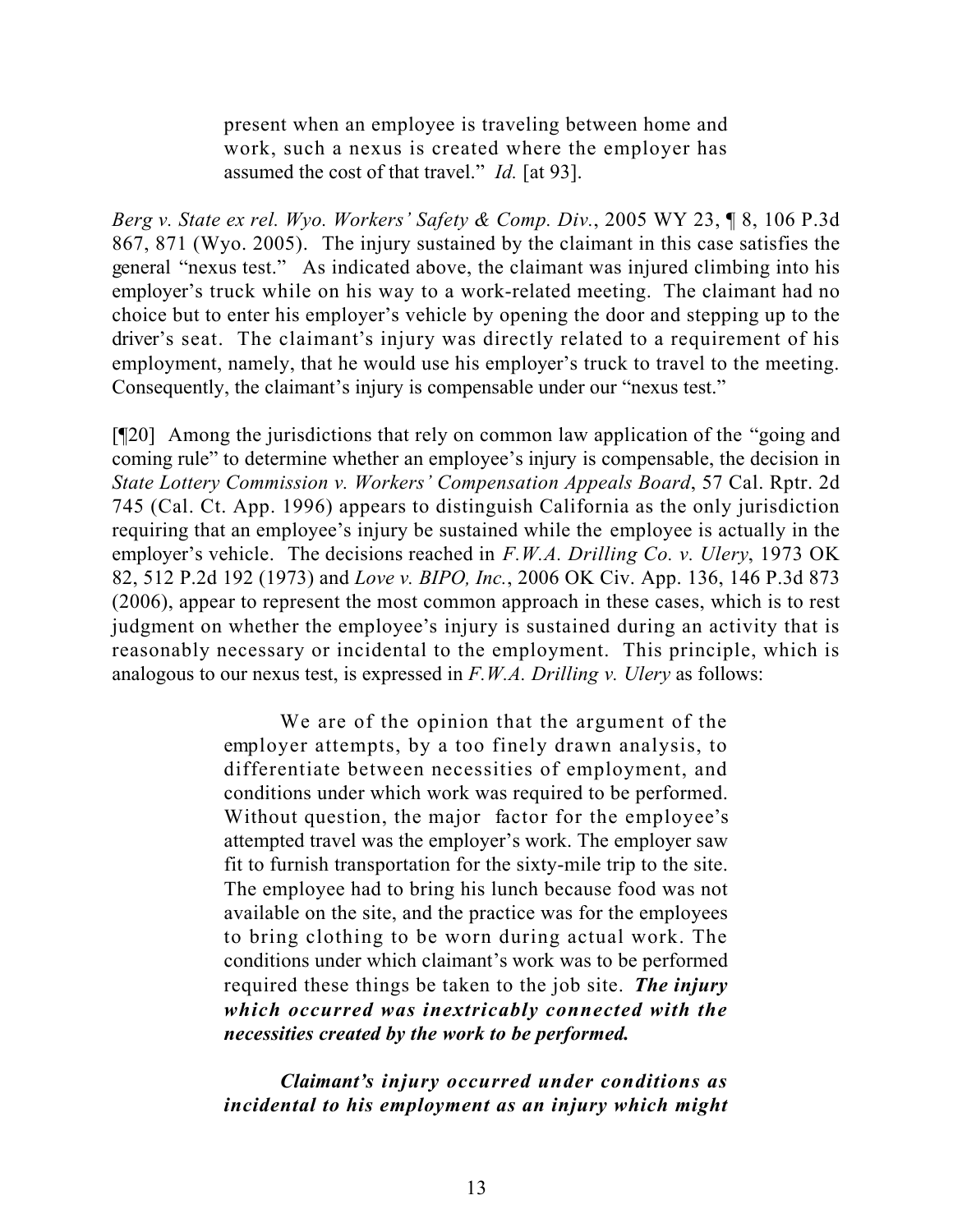> present when an employee is traveling between home and work, such a nexus is created where the employer has assumed the cost of that travel." *Id.* [at 93].

*Berg v. State ex rel. Wyo. Workers' Safety & Comp. Div.*, 2005 WY 23, ¶ 8, 106 P.3d 867, 871 (Wyo. 2005). The injury sustained by the claimant in this case satisfies the general "nexus test." As indicated above, the claimant was injured climbing into his employer's truck while on his way to a work-related meeting. The claimant had no choice but to enter his employer's vehicle by opening the door and stepping up to the driver's seat. The claimant's injury was directly related to a requirement of his employment, namely, that he would use his employer's truck to travel to the meeting. Consequently, the claimant's injury is compensable under our "nexus test."

[¶20] Among the jurisdictions that rely on common law application of the "going and coming rule" to determine whether an employee's injury is compensable, the decision in *State Lottery Commission v. Workers' Compensation Appeals Board*, 57 Cal. Rptr. 2d 745 (Cal. Ct. App. 1996) appears to distinguish California as the only jurisdiction requiring that an employee's injury be sustained while the employee is actually in the employer's vehicle. The decisions reached in *F.W.A. Drilling Co. v. Ulery*, 1973 OK 82, 512 P.2d 192 (1973) and *Love v. BIPO, Inc.*, 2006 OK Civ. App. 136, 146 P.3d 873 (2006), appear to represent the most common approach in these cases, which is to rest judgment on whether the employee's injury is sustained during an activity that is reasonably necessary or incidental to the employment. This principle, which is analogous to our nexus test, is expressed in *F.W.A. Drilling v. Ulery* as follows:

> We are of the opinion that the argument of the employer attempts, by a too finely drawn analysis, to differentiate between necessities of employment, and conditions under which work was required to be performed. Without question, the major factor for the employee's attempted travel was the employer's work. The employer saw fit to furnish transportation for the sixty-mile trip to the site. The employee had to bring his lunch because food was not available on the site, and the practice was for the employees to bring clothing to be worn during actual work. The conditions under which claimant's work was to be performed required these things be taken to the job site. ***The injury which occurred was inextricably connected with the necessities created by the work to be performed.***
>
> ***Claimant's injury occurred under conditions as incidental to his employment as an injury which might***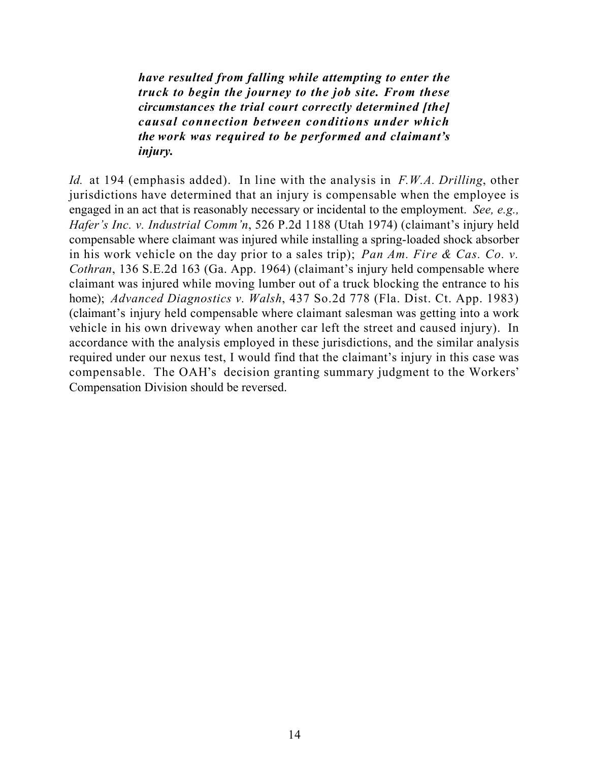> ***have resulted from falling while attempting to enter the truck to begin the journey to the job site. From these circumstances the trial court correctly determined [the] causal connection between conditions under which the work was required to be performed and claimant's injury.***

*Id.* at 194 (emphasis added). In line with the analysis in *F.W.A. Drilling*, other jurisdictions have determined that an injury is compensable when the employee is engaged in an act that is reasonably necessary or incidental to the employment. *See, e.g., Hafer's Inc. v. Industrial Comm'n*, 526 P.2d 1188 (Utah 1974) (claimant's injury held compensable where claimant was injured while installing a spring-loaded shock absorber in his work vehicle on the day prior to a sales trip); *Pan Am. Fire & Cas. Co. v. Cothran*, 136 S.E.2d 163 (Ga. App. 1964) (claimant's injury held compensable where claimant was injured while moving lumber out of a truck blocking the entrance to his home); *Advanced Diagnostics v. Walsh*, 437 So.2d 778 (Fla. Dist. Ct. App. 1983) (claimant's injury held compensable where claimant salesman was getting into a work vehicle in his own driveway when another car left the street and caused injury). In accordance with the analysis employed in these jurisdictions, and the similar analysis required under our nexus test, I would find that the claimant's injury in this case was compensable. The OAH's decision granting summary judgment to the Workers' Compensation Division should be reversed.